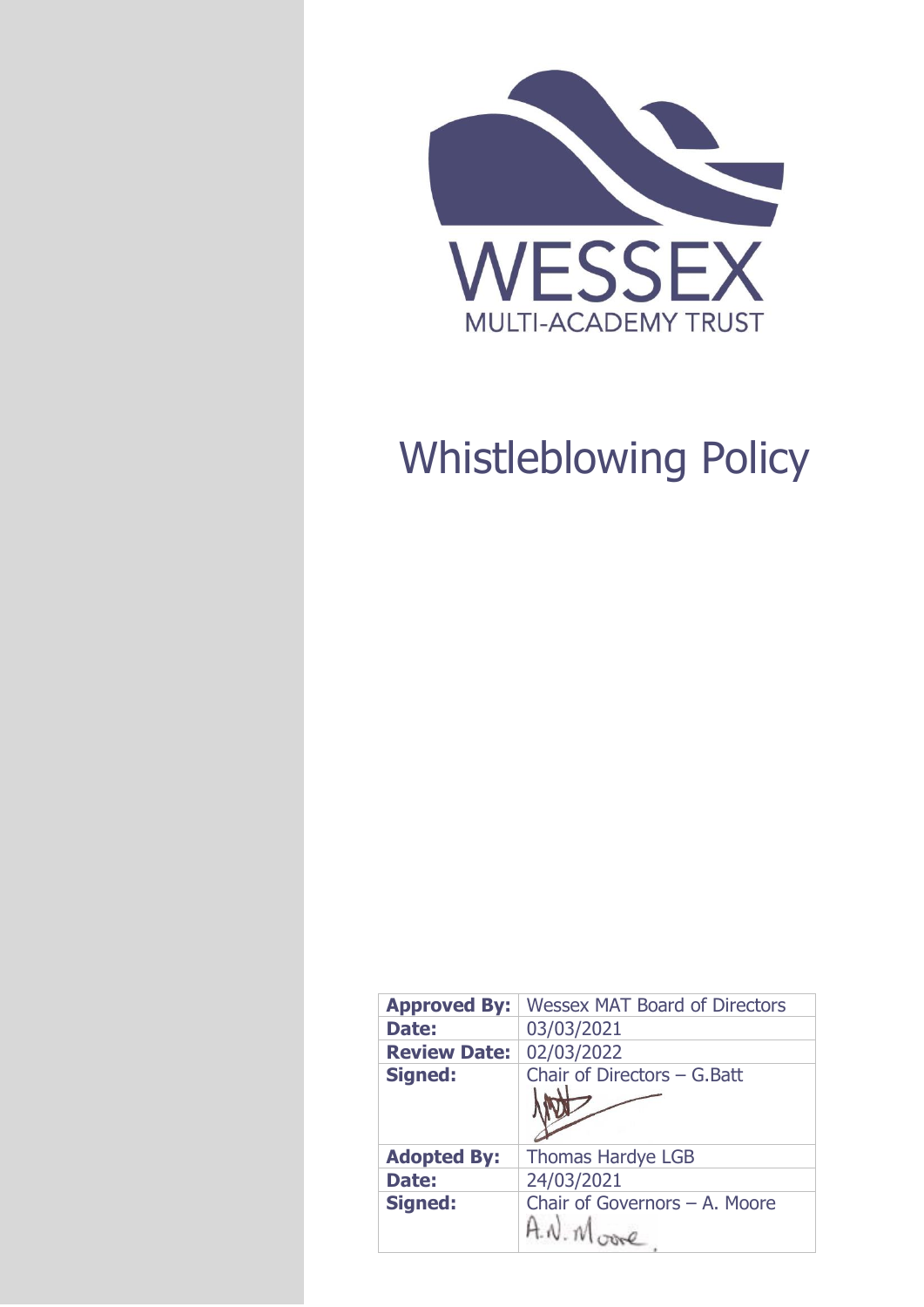WESSEX

MULTI-ACADEMY TRUST

# Whistleblowing Policy

| | |
|---|---|
| **Approved By:** | Wessex MAT Board of Directors |
| **Date:** | 03/03/2021 |
| **Review Date:** | 02/03/2022 |
| **Signed:** | Chair of Directors – G.Batt |
| **Adopted By:** | Thomas Hardye LGB |
| **Date:** | 24/03/2021 |
| **Signed:** | Chair of Governors – A. Moore |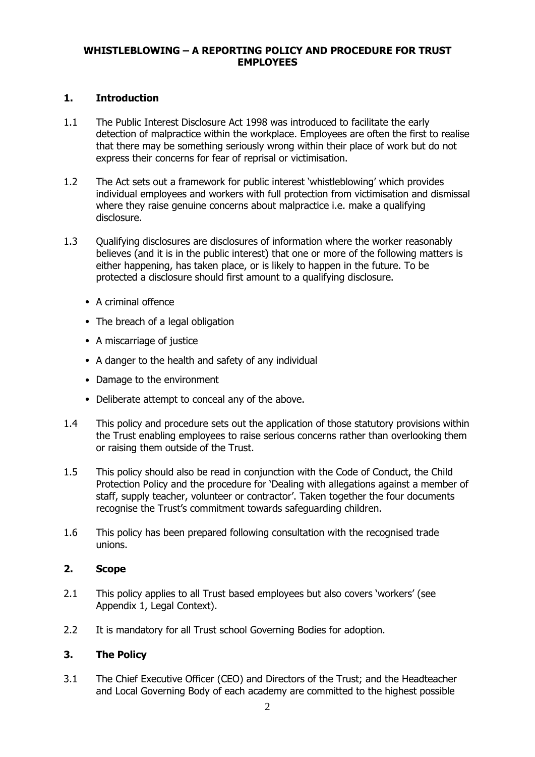# WHISTLEBLOWING – A REPORTING POLICY AND PROCEDURE FOR TRUST EMPLOYEES

## 1. Introduction

1.1 The Public Interest Disclosure Act 1998 was introduced to facilitate the early detection of malpractice within the workplace. Employees are often the first to realise that there may be something seriously wrong within their place of work but do not express their concerns for fear of reprisal or victimisation.

1.2 The Act sets out a framework for public interest 'whistleblowing' which provides individual employees and workers with full protection from victimisation and dismissal where they raise genuine concerns about malpractice i.e. make a qualifying disclosure.

1.3 Qualifying disclosures are disclosures of information where the worker reasonably believes (and it is in the public interest) that one or more of the following matters is either happening, has taken place, or is likely to happen in the future. To be protected a disclosure should first amount to a qualifying disclosure.

- A criminal offence
- The breach of a legal obligation
- A miscarriage of justice
- A danger to the health and safety of any individual
- Damage to the environment
- Deliberate attempt to conceal any of the above.

1.4 This policy and procedure sets out the application of those statutory provisions within the Trust enabling employees to raise serious concerns rather than overlooking them or raising them outside of the Trust.

1.5 This policy should also be read in conjunction with the Code of Conduct, the Child Protection Policy and the procedure for 'Dealing with allegations against a member of staff, supply teacher, volunteer or contractor'. Taken together the four documents recognise the Trust's commitment towards safeguarding children.

1.6 This policy has been prepared following consultation with the recognised trade unions.

## 2. Scope

2.1 This policy applies to all Trust based employees but also covers 'workers' (see Appendix 1, Legal Context).

2.2 It is mandatory for all Trust school Governing Bodies for adoption.

## 3. The Policy

3.1 The Chief Executive Officer (CEO) and Directors of the Trust; and the Headteacher and Local Governing Body of each academy are committed to the highest possible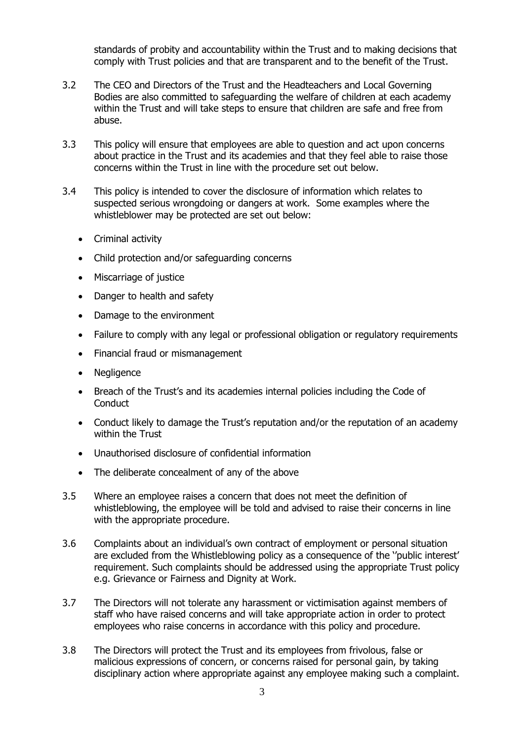standards of probity and accountability within the Trust and to making decisions that comply with Trust policies and that are transparent and to the benefit of the Trust.

3.2 The CEO and Directors of the Trust and the Headteachers and Local Governing Bodies are also committed to safeguarding the welfare of children at each academy within the Trust and will take steps to ensure that children are safe and free from abuse.

3.3 This policy will ensure that employees are able to question and act upon concerns about practice in the Trust and its academies and that they feel able to raise those concerns within the Trust in line with the procedure set out below.

3.4 This policy is intended to cover the disclosure of information which relates to suspected serious wrongdoing or dangers at work. Some examples where the whistleblower may be protected are set out below:

- Criminal activity
- Child protection and/or safeguarding concerns
- Miscarriage of justice
- Danger to health and safety
- Damage to the environment
- Failure to comply with any legal or professional obligation or regulatory requirements
- Financial fraud or mismanagement
- Negligence
- Breach of the Trust's and its academies internal policies including the Code of Conduct
- Conduct likely to damage the Trust's reputation and/or the reputation of an academy within the Trust
- Unauthorised disclosure of confidential information
- The deliberate concealment of any of the above

3.5 Where an employee raises a concern that does not meet the definition of whistleblowing, the employee will be told and advised to raise their concerns in line with the appropriate procedure.

3.6 Complaints about an individual's own contract of employment or personal situation are excluded from the Whistleblowing policy as a consequence of the ''public interest' requirement. Such complaints should be addressed using the appropriate Trust policy e.g. Grievance or Fairness and Dignity at Work.

3.7 The Directors will not tolerate any harassment or victimisation against members of staff who have raised concerns and will take appropriate action in order to protect employees who raise concerns in accordance with this policy and procedure.

3.8 The Directors will protect the Trust and its employees from frivolous, false or malicious expressions of concern, or concerns raised for personal gain, by taking disciplinary action where appropriate against any employee making such a complaint.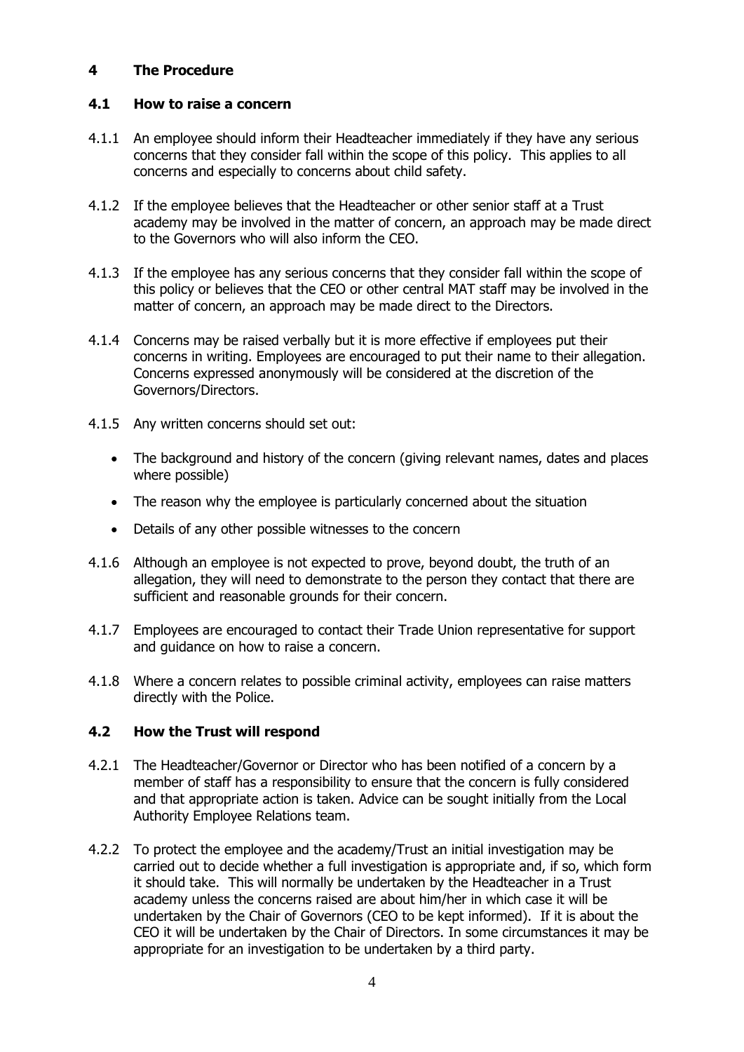## 4 The Procedure

### 4.1 How to raise a concern

4.1.1 An employee should inform their Headteacher immediately if they have any serious concerns that they consider fall within the scope of this policy. This applies to all concerns and especially to concerns about child safety.

4.1.2 If the employee believes that the Headteacher or other senior staff at a Trust academy may be involved in the matter of concern, an approach may be made direct to the Governors who will also inform the CEO.

4.1.3 If the employee has any serious concerns that they consider fall within the scope of this policy or believes that the CEO or other central MAT staff may be involved in the matter of concern, an approach may be made direct to the Directors.

4.1.4 Concerns may be raised verbally but it is more effective if employees put their concerns in writing. Employees are encouraged to put their name to their allegation. Concerns expressed anonymously will be considered at the discretion of the Governors/Directors.

4.1.5 Any written concerns should set out:

- The background and history of the concern (giving relevant names, dates and places where possible)
- The reason why the employee is particularly concerned about the situation
- Details of any other possible witnesses to the concern

4.1.6 Although an employee is not expected to prove, beyond doubt, the truth of an allegation, they will need to demonstrate to the person they contact that there are sufficient and reasonable grounds for their concern.

4.1.7 Employees are encouraged to contact their Trade Union representative for support and guidance on how to raise a concern.

4.1.8 Where a concern relates to possible criminal activity, employees can raise matters directly with the Police.

### 4.2 How the Trust will respond

4.2.1 The Headteacher/Governor or Director who has been notified of a concern by a member of staff has a responsibility to ensure that the concern is fully considered and that appropriate action is taken. Advice can be sought initially from the Local Authority Employee Relations team.

4.2.2 To protect the employee and the academy/Trust an initial investigation may be carried out to decide whether a full investigation is appropriate and, if so, which form it should take. This will normally be undertaken by the Headteacher in a Trust academy unless the concerns raised are about him/her in which case it will be undertaken by the Chair of Governors (CEO to be kept informed). If it is about the CEO it will be undertaken by the Chair of Directors. In some circumstances it may be appropriate for an investigation to be undertaken by a third party.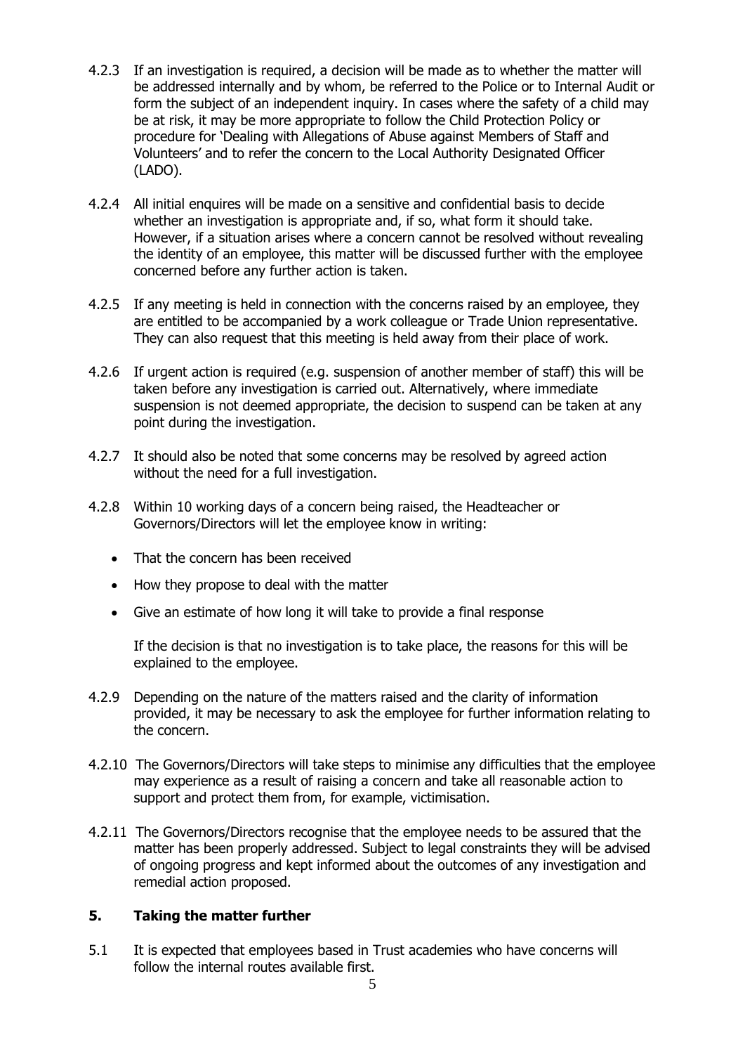4.2.3 If an investigation is required, a decision will be made as to whether the matter will be addressed internally and by whom, be referred to the Police or to Internal Audit or form the subject of an independent inquiry. In cases where the safety of a child may be at risk, it may be more appropriate to follow the Child Protection Policy or procedure for 'Dealing with Allegations of Abuse against Members of Staff and Volunteers' and to refer the concern to the Local Authority Designated Officer (LADO).

4.2.4 All initial enquires will be made on a sensitive and confidential basis to decide whether an investigation is appropriate and, if so, what form it should take. However, if a situation arises where a concern cannot be resolved without revealing the identity of an employee, this matter will be discussed further with the employee concerned before any further action is taken.

4.2.5 If any meeting is held in connection with the concerns raised by an employee, they are entitled to be accompanied by a work colleague or Trade Union representative. They can also request that this meeting is held away from their place of work.

4.2.6 If urgent action is required (e.g. suspension of another member of staff) this will be taken before any investigation is carried out. Alternatively, where immediate suspension is not deemed appropriate, the decision to suspend can be taken at any point during the investigation.

4.2.7 It should also be noted that some concerns may be resolved by agreed action without the need for a full investigation.

4.2.8 Within 10 working days of a concern being raised, the Headteacher or Governors/Directors will let the employee know in writing:

- That the concern has been received
- How they propose to deal with the matter
- Give an estimate of how long it will take to provide a final response

If the decision is that no investigation is to take place, the reasons for this will be explained to the employee.

4.2.9 Depending on the nature of the matters raised and the clarity of information provided, it may be necessary to ask the employee for further information relating to the concern.

4.2.10 The Governors/Directors will take steps to minimise any difficulties that the employee may experience as a result of raising a concern and take all reasonable action to support and protect them from, for example, victimisation.

4.2.11 The Governors/Directors recognise that the employee needs to be assured that the matter has been properly addressed. Subject to legal constraints they will be advised of ongoing progress and kept informed about the outcomes of any investigation and remedial action proposed.

## 5. Taking the matter further

5.1 It is expected that employees based in Trust academies who have concerns will follow the internal routes available first.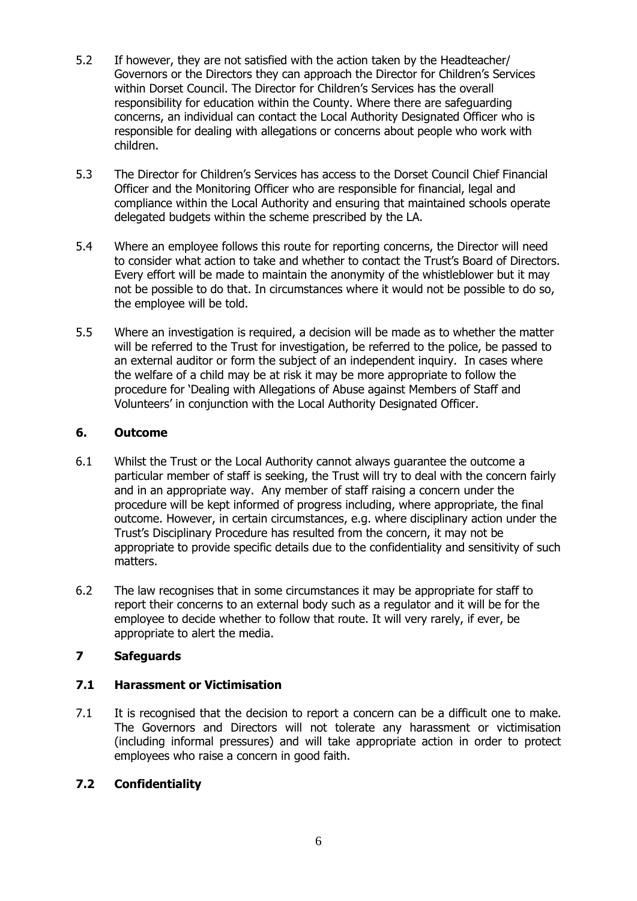5.2 If however, they are not satisfied with the action taken by the Headteacher/ Governors or the Directors they can approach the Director for Children's Services within Dorset Council. The Director for Children's Services has the overall responsibility for education within the County. Where there are safeguarding concerns, an individual can contact the Local Authority Designated Officer who is responsible for dealing with allegations or concerns about people who work with children.

5.3 The Director for Children's Services has access to the Dorset Council Chief Financial Officer and the Monitoring Officer who are responsible for financial, legal and compliance within the Local Authority and ensuring that maintained schools operate delegated budgets within the scheme prescribed by the LA.

5.4 Where an employee follows this route for reporting concerns, the Director will need to consider what action to take and whether to contact the Trust's Board of Directors. Every effort will be made to maintain the anonymity of the whistleblower but it may not be possible to do that. In circumstances where it would not be possible to do so, the employee will be told.

5.5 Where an investigation is required, a decision will be made as to whether the matter will be referred to the Trust for investigation, be referred to the police, be passed to an external auditor or form the subject of an independent inquiry. In cases where the welfare of a child may be at risk it may be more appropriate to follow the procedure for 'Dealing with Allegations of Abuse against Members of Staff and Volunteers' in conjunction with the Local Authority Designated Officer.

## 6. Outcome

6.1 Whilst the Trust or the Local Authority cannot always guarantee the outcome a particular member of staff is seeking, the Trust will try to deal with the concern fairly and in an appropriate way. Any member of staff raising a concern under the procedure will be kept informed of progress including, where appropriate, the final outcome. However, in certain circumstances, e.g. where disciplinary action under the Trust's Disciplinary Procedure has resulted from the concern, it may not be appropriate to provide specific details due to the confidentiality and sensitivity of such matters.

6.2 The law recognises that in some circumstances it may be appropriate for staff to report their concerns to an external body such as a regulator and it will be for the employee to decide whether to follow that route. It will very rarely, if ever, be appropriate to alert the media.

## 7 Safeguards

### 7.1 Harassment or Victimisation

7.1 It is recognised that the decision to report a concern can be a difficult one to make. The Governors and Directors will not tolerate any harassment or victimisation (including informal pressures) and will take appropriate action in order to protect employees who raise a concern in good faith.

### 7.2 Confidentiality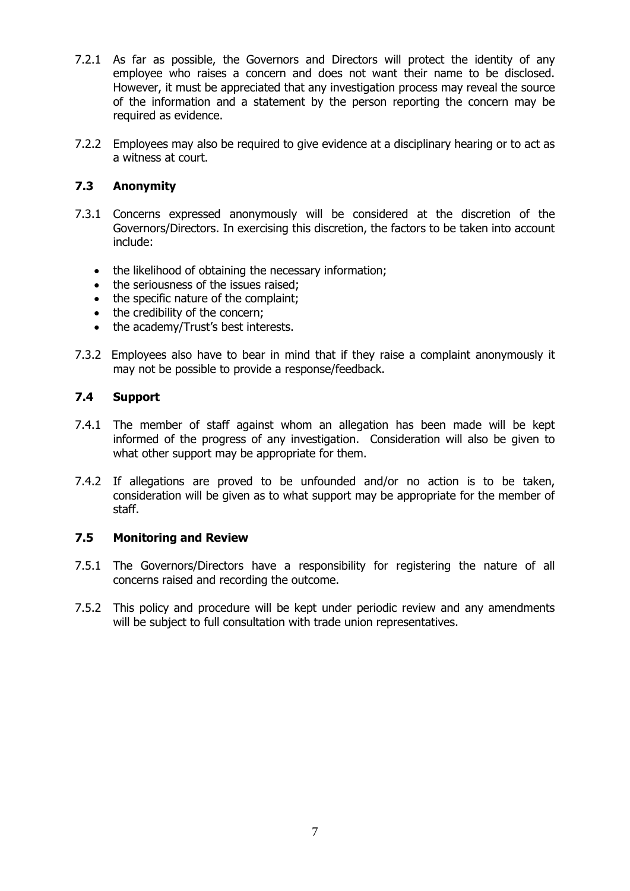7.2.1 As far as possible, the Governors and Directors will protect the identity of any employee who raises a concern and does not want their name to be disclosed. However, it must be appreciated that any investigation process may reveal the source of the information and a statement by the person reporting the concern may be required as evidence.

7.2.2 Employees may also be required to give evidence at a disciplinary hearing or to act as a witness at court.

### 7.3 Anonymity

7.3.1 Concerns expressed anonymously will be considered at the discretion of the Governors/Directors. In exercising this discretion, the factors to be taken into account include:

- the likelihood of obtaining the necessary information;
- the seriousness of the issues raised;
- the specific nature of the complaint;
- the credibility of the concern;
- the academy/Trust's best interests.

7.3.2 Employees also have to bear in mind that if they raise a complaint anonymously it may not be possible to provide a response/feedback.

### 7.4 Support

7.4.1 The member of staff against whom an allegation has been made will be kept informed of the progress of any investigation. Consideration will also be given to what other support may be appropriate for them.

7.4.2 If allegations are proved to be unfounded and/or no action is to be taken, consideration will be given as to what support may be appropriate for the member of staff.

### 7.5 Monitoring and Review

7.5.1 The Governors/Directors have a responsibility for registering the nature of all concerns raised and recording the outcome.

7.5.2 This policy and procedure will be kept under periodic review and any amendments will be subject to full consultation with trade union representatives.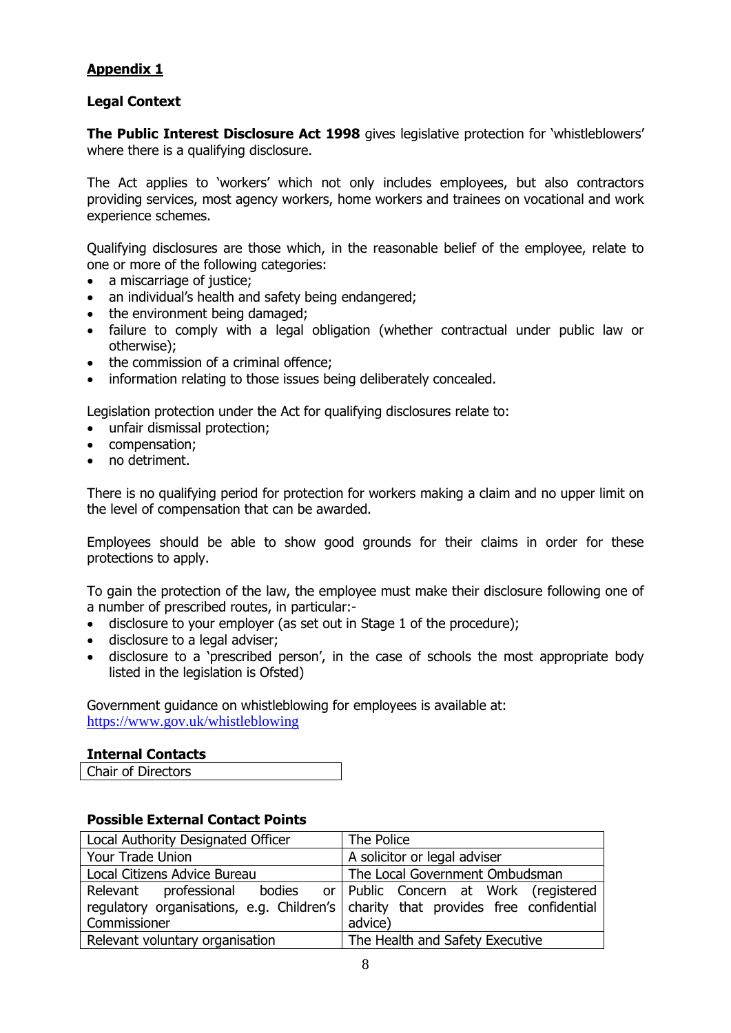## Appendix 1

### Legal Context

**The Public Interest Disclosure Act 1998** gives legislative protection for 'whistleblowers' where there is a qualifying disclosure.

The Act applies to 'workers' which not only includes employees, but also contractors providing services, most agency workers, home workers and trainees on vocational and work experience schemes.

Qualifying disclosures are those which, in the reasonable belief of the employee, relate to one or more of the following categories:

- a miscarriage of justice;
- an individual's health and safety being endangered;
- the environment being damaged;
- failure to comply with a legal obligation (whether contractual under public law or otherwise);
- the commission of a criminal offence;
- information relating to those issues being deliberately concealed.

Legislation protection under the Act for qualifying disclosures relate to:

- unfair dismissal protection;
- compensation;
- no detriment.

There is no qualifying period for protection for workers making a claim and no upper limit on the level of compensation that can be awarded.

Employees should be able to show good grounds for their claims in order for these protections to apply.

To gain the protection of the law, the employee must make their disclosure following one of a number of prescribed routes, in particular:-

- disclosure to your employer (as set out in Stage 1 of the procedure);
- disclosure to a legal adviser;
- disclosure to a 'prescribed person', in the case of schools the most appropriate body listed in the legislation is Ofsted)

Government guidance on whistleblowing for employees is available at:
https://www.gov.uk/whistleblowing

**Internal Contacts**

| Chair of Directors |
|---|

**Possible External Contact Points**

| | |
|---|---|
| Local Authority Designated Officer | The Police |
| Your Trade Union | A solicitor or legal adviser |
| Local Citizens Advice Bureau | The Local Government Ombudsman |
| Relevant professional bodies or regulatory organisations, e.g. Children's Commissioner | Public Concern at Work (registered charity that provides free confidential advice) |
| Relevant voluntary organisation | The Health and Safety Executive |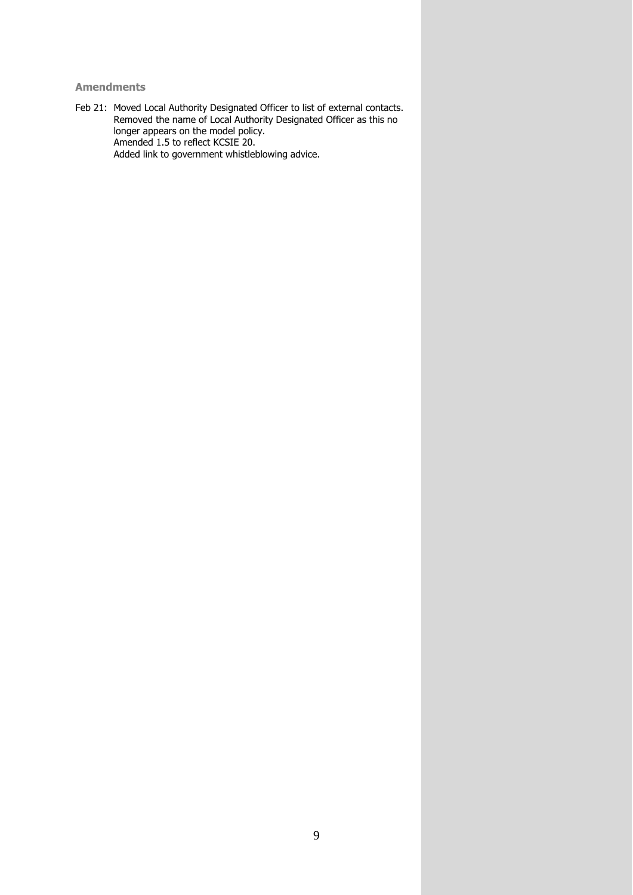## Amendments

Feb 21: Moved Local Authority Designated Officer to list of external contacts.
Removed the name of Local Authority Designated Officer as this no longer appears on the model policy.
Amended 1.5 to reflect KCSIE 20.
Added link to government whistleblowing advice.